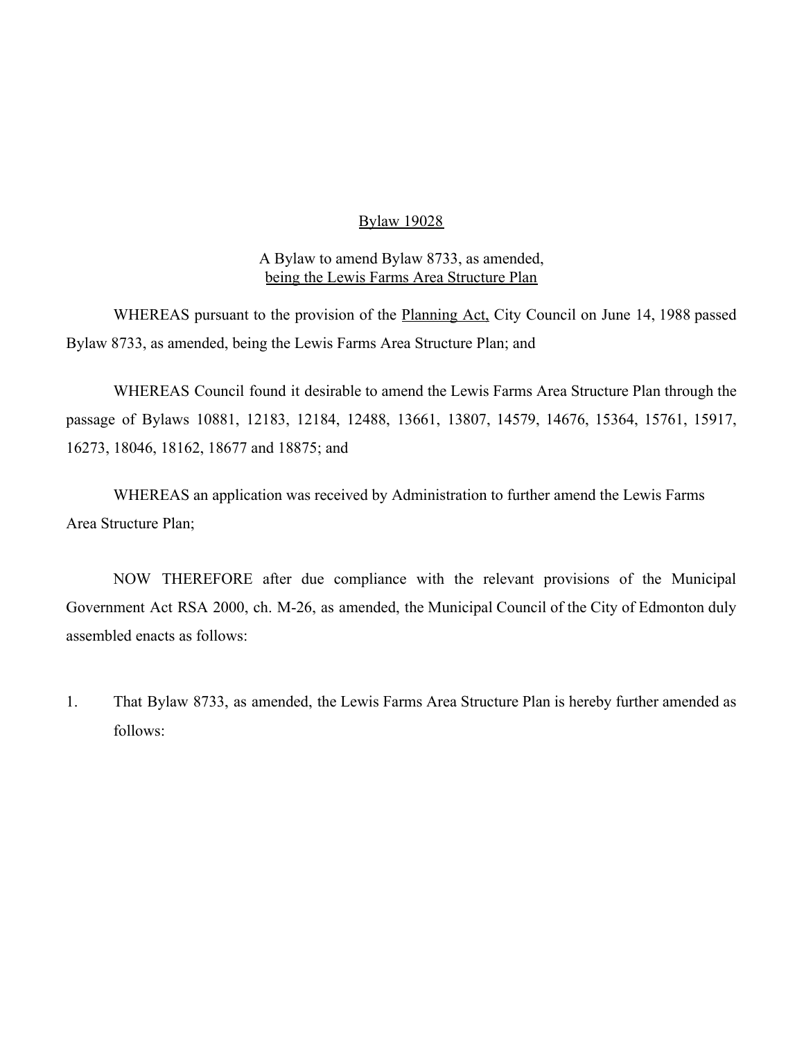# Bylaw 19028

A Bylaw to amend Bylaw 8733, as amended,
being the Lewis Farms Area Structure Plan

WHEREAS pursuant to the provision of the Planning Act, City Council on June 14, 1988 passed Bylaw 8733, as amended, being the Lewis Farms Area Structure Plan; and

WHEREAS Council found it desirable to amend the Lewis Farms Area Structure Plan through the passage of Bylaws 10881, 12183, 12184, 12488, 13661, 13807, 14579, 14676, 15364, 15761, 15917, 16273, 18046, 18162, 18677 and 18875; and

WHEREAS an application was received by Administration to further amend the Lewis Farms Area Structure Plan;

NOW THEREFORE after due compliance with the relevant provisions of the Municipal Government Act RSA 2000, ch. M-26, as amended, the Municipal Council of the City of Edmonton duly assembled enacts as follows:

1. That Bylaw 8733, as amended, the Lewis Farms Area Structure Plan is hereby further amended as follows: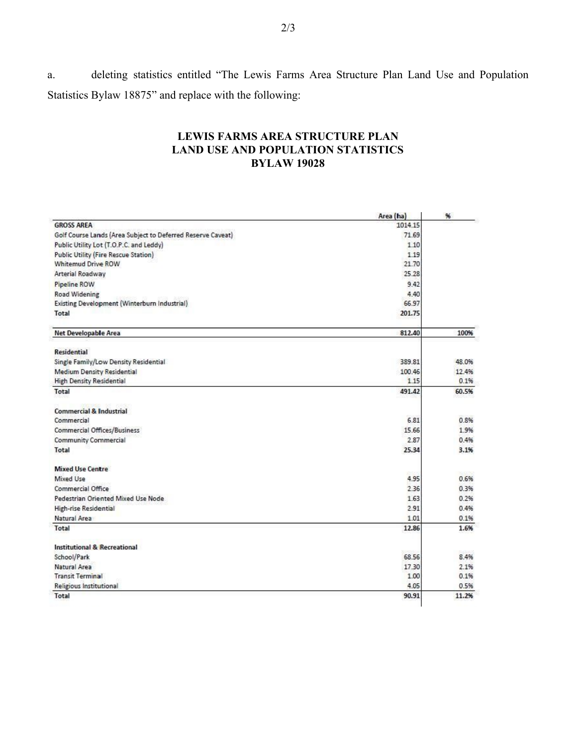a. deleting statistics entitled "The Lewis Farms Area Structure Plan Land Use and Population Statistics Bylaw 18875" and replace with the following:

## LEWIS FARMS AREA STRUCTURE PLAN
## LAND USE AND POPULATION STATISTICS
## BYLAW 19028

| | Area (ha) | % |
|---|---|---|
| **GROSS AREA** | 1014.15 | |
| Golf Course Lands (Area Subject to Deferred Reserve Caveat) | 71.69 | |
| Public Utility Lot (T.O.P.C. and Leddy) | 1.10 | |
| Public Utility (Fire Rescue Station) | 1.19 | |
| Whitemud Drive ROW | 21.70 | |
| Arterial Roadway | 25.28 | |
| Pipeline ROW | 9.42 | |
| Road Widening | 4.40 | |
| Existing Development (Winterburn Industrial) | 66.97 | |
| **Total** | **201.75** | |
| **Net Developable Area** | **812.40** | **100%** |
| **Residential** | | |
| Single Family/Low Density Residential | 389.81 | 48.0% |
| Medium Density Residential | 100.46 | 12.4% |
| High Density Residential | 1.15 | 0.1% |
| **Total** | **491.42** | **60.5%** |
| **Commercial & Industrial** | | |
| Commercial | 6.81 | 0.8% |
| Commercial Offices/Business | 15.66 | 1.9% |
| Community Commercial | 2.87 | 0.4% |
| **Total** | **25.34** | **3.1%** |
| **Mixed Use Centre** | | |
| Mixed Use | 4.95 | 0.6% |
| Commercial Office | 2.36 | 0.3% |
| Pedestrian Oriented Mixed Use Node | 1.63 | 0.2% |
| High-rise Residential | 2.91 | 0.4% |
| Natural Area | 1.01 | 0.1% |
| **Total** | **12.86** | **1.6%** |
| **Institutional & Recreational** | | |
| School/Park | 68.56 | 8.4% |
| Natural Area | 17.30 | 2.1% |
| Transit Terminal | 1.00 | 0.1% |
| Religious Institutional | 4.05 | 0.5% |
| **Total** | **90.91** | **11.2%** |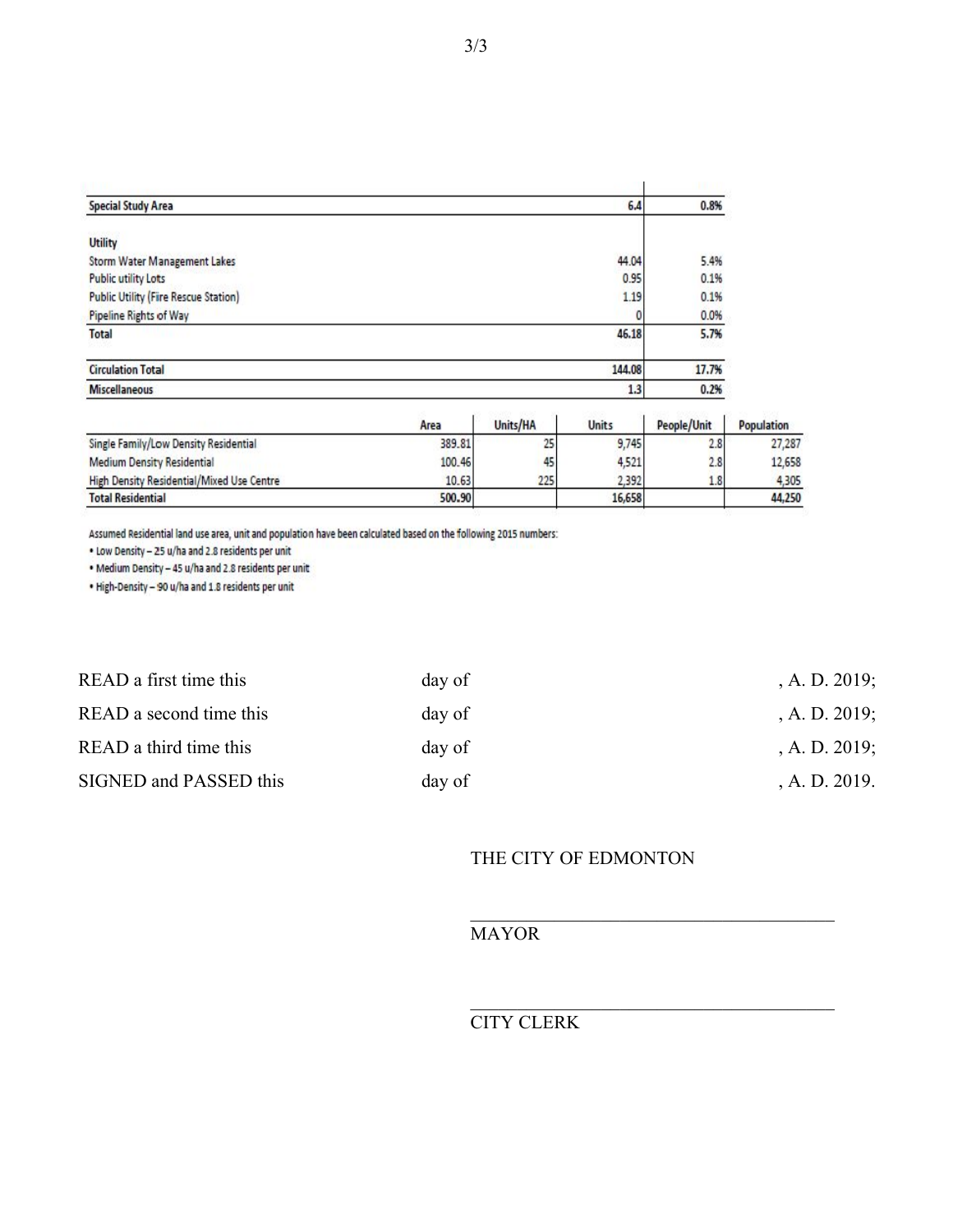| | | |
|---|---|---|
| **Special Study Area** | **6.4** | **0.8%** |
| | | |
| **Utility** | | |
| Storm Water Management Lakes | 44.04 | 5.4% |
| Public utility Lots | 0.95 | 0.1% |
| Public Utility (Fire Rescue Station) | 1.19 | 0.1% |
| Pipeline Rights of Way | 0 | 0.0% |
| **Total** | **46.18** | **5.7%** |
| | | |
| **Circulation Total** | **144.08** | **17.7%** |
| **Miscellaneous** | **1.3** | **0.2%** |

| | Area | Units/HA | Units | People/Unit | Population |
|---|---|---|---|---|---|
| Single Family/Low Density Residential | 389.81 | 25 | 9,745 | 2.8 | 27,287 |
| Medium Density Residential | 100.46 | 45 | 4,521 | 2.8 | 12,658 |
| High Density Residential/Mixed Use Centre | 10.63 | 225 | 2,392 | 1.8 | 4,305 |
| **Total Residential** | **500.90** | | **16,658** | | **44,250** |

Assumed Residential land use area, unit and population have been calculated based on the following 2015 numbers:

- Low Density – 25 u/ha and 2.8 residents per unit
- Medium Density – 45 u/ha and 2.8 residents per unit
- High-Density – 90 u/ha and 1.8 residents per unit

READ a first time this day of , A. D. 2019;

READ a second time this day of , A. D. 2019;

READ a third time this day of , A. D. 2019;

SIGNED and PASSED this day of , A. D. 2019.

THE CITY OF EDMONTON

MAYOR

CITY CLERK